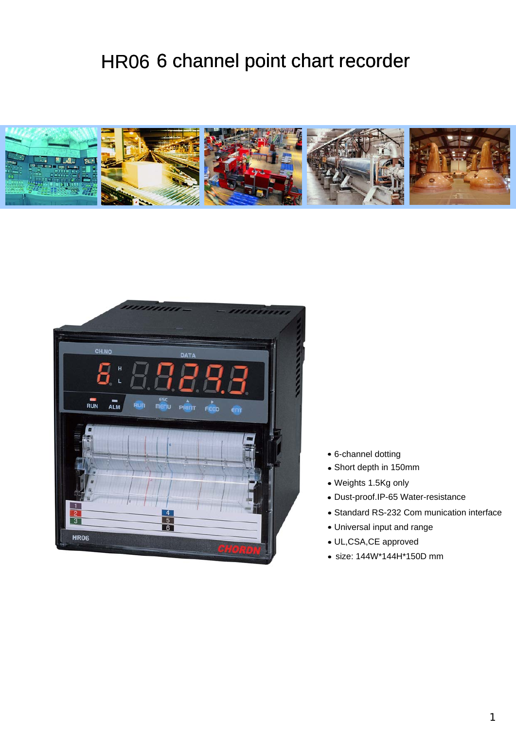# HR06 6 channel point chart recorder

- 6-channel dotting
- Short depth in 150mm
- Weights 1.5Kg only
- Dust-proof.IP-65 Water-resistance
- Standard RS-232 Com munication interface
- Universal input and range
- UL,CSA,CE approved
- size: 144W*144H*150D mm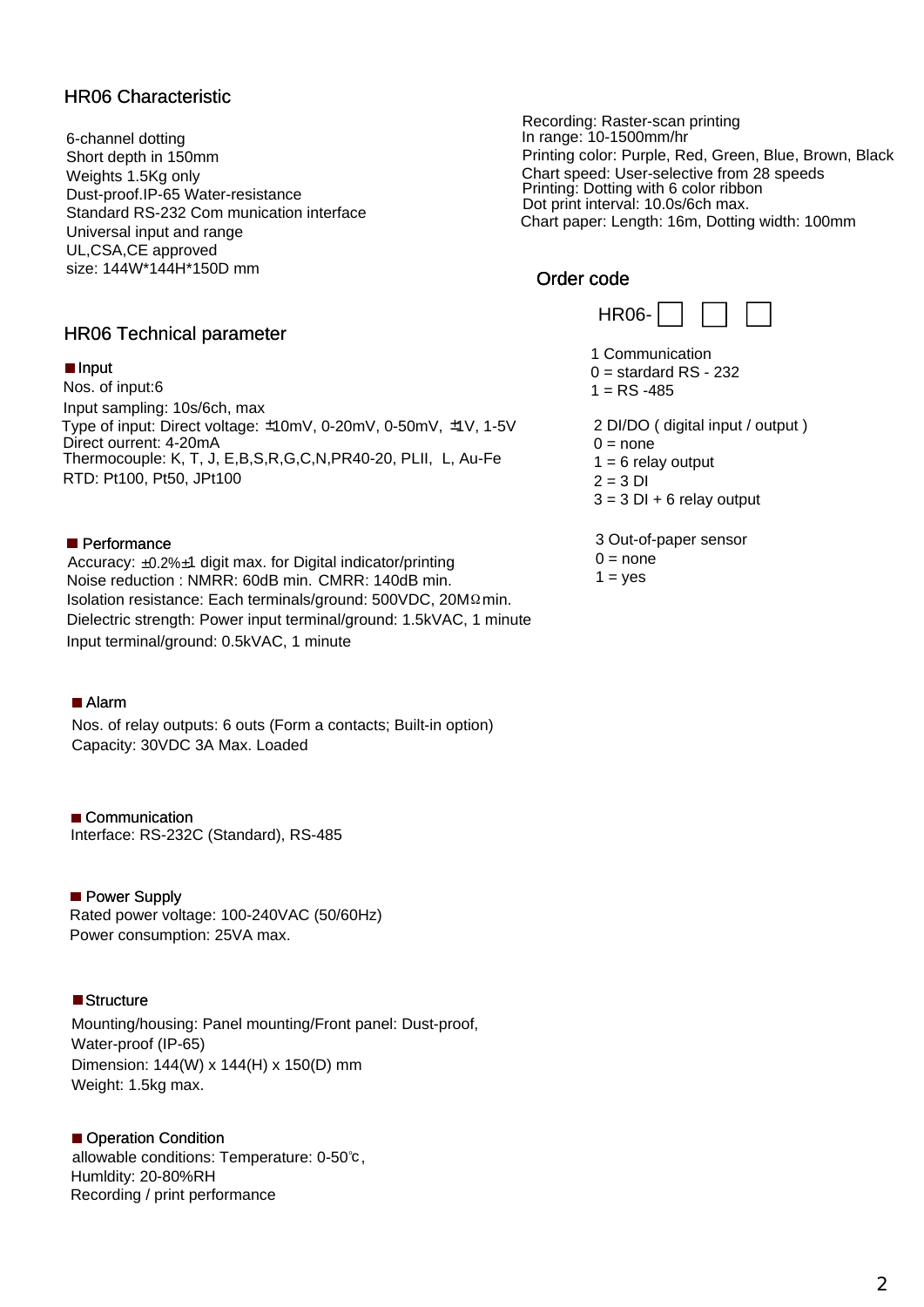## HR06 Characteristic

6-channel dotting
Short depth in 150mm
Weights 1.5Kg only
Dust-proof.IP-65 Water-resistance
Standard RS-232 Com munication interface
Universal input and range
UL,CSA,CE approved
size: 144W*144H*150D mm

## HR06 Technical parameter

### ■ Input

Nos. of input:6
Input sampling: 10s/6ch, max
Type of input: Direct voltage: ±10mV, 0-20mV, 0-50mV, ±1V, 1-5V
Direct ourrent: 4-20mA
Thermocouple: K, T, J, E,B,S,R,G,C,N,PR40-20, PLII, L, Au-Fe
RTD: Pt100, Pt50, JPt100

### ■ Performance

Accuracy: ±0.2%±1 digit max. for Digital indicator/printing
Noise reduction : NMRR: 60dB min. CMRR: 140dB min.
Isolation resistance: Each terminals/ground: 500VDC, 20MΩmin.
Dielectric strength: Power input terminal/ground: 1.5kVAC, 1 minute
Input terminal/ground: 0.5kVAC, 1 minute

### ■ Alarm

Nos. of relay outputs: 6 outs (Form a contacts; Built-in option)
Capacity: 30VDC 3A Max. Loaded

### ■ Communication

Interface: RS-232C (Standard), RS-485

### ■ Power Supply

Rated power voltage: 100-240VAC (50/60Hz)
Power consumption: 25VA max.

### ■ Structure

Mounting/housing: Panel mounting/Front panel: Dust-proof,
Water-proof (IP-65)
Dimension: 144(W) x 144(H) x 150(D) mm
Weight: 1.5kg max.

### ■ Operation Condition

allowable conditions: Temperature: 0-50℃,
Humldity: 20-80%RH
Recording / print performance

Recording: Raster-scan printing
In range: 10-1500mm/hr
Printing color: Purple, Red, Green, Blue, Brown, Black
Chart speed: User-selective from 28 speeds
Printing: Dotting with 6 color ribbon
Dot print interval: 10.0s/6ch max.
Chart paper: Length: 16m, Dotting width: 100mm

## Order code

HR06- ☐ ☐ ☐

1 Communication
0 = stardard RS - 232
1 = RS -485

2 DI/DO ( digital input / output )
0 = none
1 = 6 relay output
2 = 3 DI
3 = 3 DI + 6 relay output

3 Out-of-paper sensor
0 = none
1 = yes